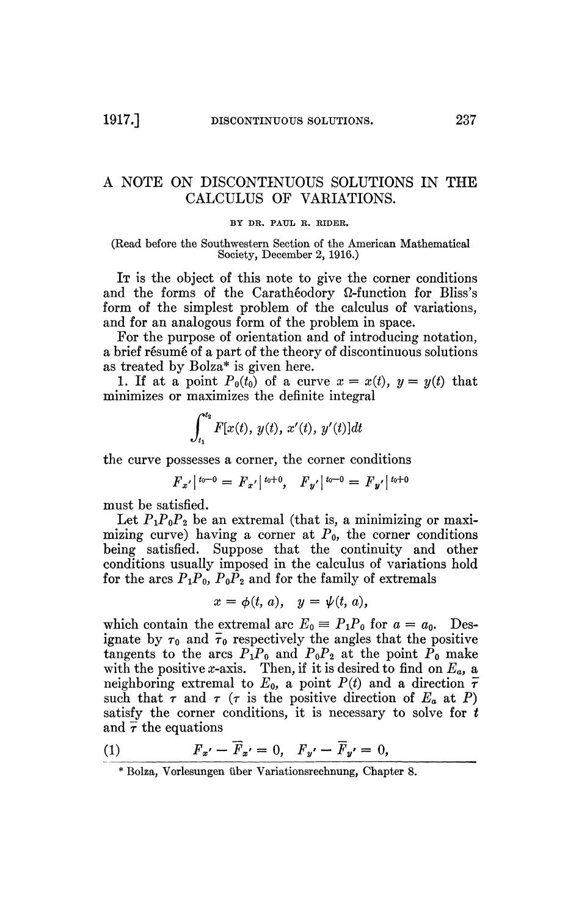# A NOTE ON DISCONTINUOUS SOLUTIONS IN THE CALCULUS OF VARIATIONS.

BY DR. PAUL R. RIDER.

(Read before the Southwestern Section of the American Mathematical Society, December 2, 1916.)

It is the object of this note to give the corner conditions and the forms of the Carathéodory $\Omega$-function for Bliss's form of the simplest problem of the calculus of variations, and for an analogous form of the problem in space.

For the purpose of orientation and of introducing notation, a brief résumé of a part of the theory of discontinuous solutions as treated by Bolza* is given here.

1. If at a point $P_0(t_0)$ of a curve $x = x(t)$, $y = y(t)$ that minimizes or maximizes the definite integral

$$\int_{t_1}^{t_2} F[x(t), y(t), x'(t), y'(t)]dt$$

the curve possesses a corner, the corner conditions

$$F_{x'}|^{t_0-0} = F_{x'}|^{t_0+0}, \quad F_{y'}|^{t_0-0} = F_{y'}|^{t_0+0}$$

must be satisfied.

Let $P_1P_0P_2$ be an extremal (that is, a minimizing or maximizing curve) having a corner at $P_0$, the corner conditions being satisfied. Suppose that the continuity and other conditions usually imposed in the calculus of variations hold for the arcs $P_1P_0$, $P_0P_2$ and for the family of extremals

$$x = \phi(t, a), \quad y = \psi(t, a),$$

which contain the extremal arc $E_0 \equiv P_1P_0$ for $a = a_0$. Designate by $\tau_0$ and $\bar{\tau}_0$ respectively the angles that the positive tangents to the arcs $P_1P_0$ and $P_0P_2$ at the point $P_0$ make with the positive $x$-axis. Then, if it is desired to find on $E_a$, a neighboring extremal to $E_0$, a point $P(t)$ and a direction $\bar{\tau}$ such that $\tau$ and $\tau$ ($\tau$ is the positive direction of $E_a$ at $P$) satisfy the corner conditions, it is necessary to solve for $t$ and $\bar{\tau}$ the equations

$$F_{x'} - \bar{F}_{x'} = 0, \quad F_{y'} - \bar{F}_{y'} = 0, \tag{1}$$

* Bolza, Vorlesungen über Variationsrechnung, Chapter 8.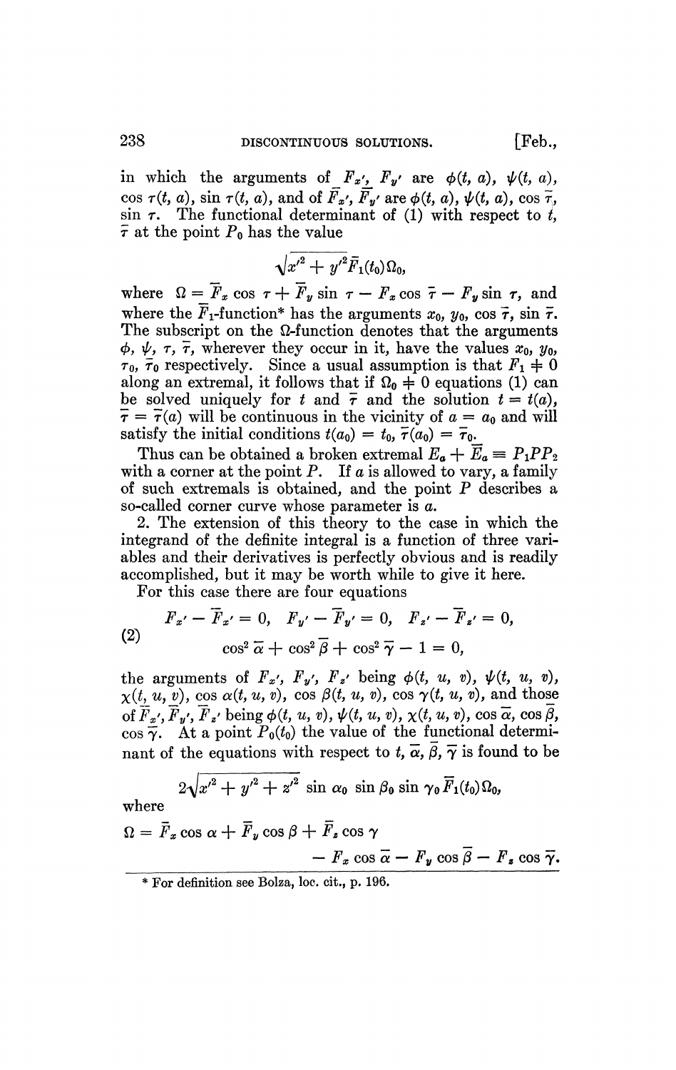in which the arguments of $F_{x'}$, $F_{y'}$ are $\phi(t, a)$, $\psi(t, a)$, $\cos \tau(t, a)$, $\sin \tau(t, a)$, and of $\overline{F}_{x'}$, $\overline{F}_{y'}$ are $\phi(t, a)$, $\psi(t, a)$, $\cos \overline{\tau}$, $\sin \tau$. The functional determinant of (1) with respect to $t$, $\overline{\tau}$ at the point $P_0$ has the value

$$\sqrt{x'^2 + y'^2}\overline{F}_1(t_0)\Omega_0,$$

where $\Omega = \overline{F}_x \cos \tau + \overline{F}_y \sin \tau - F_x \cos \overline{\tau} - F_y \sin \tau$, and where the $\overline{F}_1$-function* has the arguments $x_0$, $y_0$, $\cos \overline{\tau}$, $\sin \overline{\tau}$. The subscript on the $\Omega$-function denotes that the arguments $\phi$, $\psi$, $\tau$, $\overline{\tau}$, wherever they occur in it, have the values $x_0$, $y_0$, $\tau_0$, $\overline{\tau}_0$ respectively. Since a usual assumption is that $F_1 \neq 0$ along an extremal, it follows that if $\Omega_0 \neq 0$ equations (1) can be solved uniquely for $t$ and $\overline{\tau}$ and the solution $t = t(a)$, $\overline{\tau} = \overline{\tau}(a)$ will be continuous in the vicinity of $a = a_0$ and will satisfy the initial conditions $t(a_0) = t_0$, $\overline{\tau}(a_0) = \overline{\tau}_0$.

Thus can be obtained a broken extremal $E_a + \overline{E}_a \equiv P_1PP_2$ with a corner at the point $P$. If $a$ is allowed to vary, a family of such extremals is obtained, and the point $P$ describes a so-called corner curve whose parameter is $a$.

2. The extension of this theory to the case in which the integrand of the definite integral is a function of three variables and their derivatives is perfectly obvious and is readily accomplished, but it may be worth while to give it here.

For this case there are four equations

$$
\begin{gathered}
F_{x'} - \overline{F}_{x'} = 0, \quad F_{y'} - \overline{F}_{y'} = 0, \quad F_{z'} - \overline{F}_{z'} = 0, \\
\cos^2 \overline{\alpha} + \cos^2 \overline{\beta} + \cos^2 \overline{\gamma} - 1 = 0,
\end{gathered}
\tag{2}
$$

the arguments of $F_{x'}$, $F_{y'}$, $F_{z'}$ being $\phi(t, u, v)$, $\psi(t, u, v)$, $\chi(t, u, v)$, $\cos \alpha(t, u, v)$, $\cos \beta(t, u, v)$, $\cos \gamma(t, u, v)$, and those of $\overline{F}_{x'}$, $\overline{F}_{y'}$, $\overline{F}_{z'}$ being $\phi(t, u, v)$, $\psi(t, u, v)$, $\chi(t, u, v)$, $\cos \overline{\alpha}$, $\cos \overline{\beta}$, $\cos \overline{\gamma}$. At a point $P_0(t_0)$ the value of the functional determinant of the equations with respect to $t$, $\overline{\alpha}$, $\overline{\beta}$, $\overline{\gamma}$ is found to be

$$2\sqrt{x'^2 + y'^2 + z'^2} \sin \alpha_0 \sin \beta_0 \sin \gamma_0 \overline{F}_1(t_0)\Omega_0,$$

where

$$
\begin{aligned}
\Omega = \overline{F}_x \cos \alpha + \overline{F}_y \cos \beta + \overline{F}_z \cos \gamma \\
- F_x \cos \overline{\alpha} - F_y \cos \overline{\beta} - F_z \cos \overline{\gamma}.
\end{aligned}
$$

\* For definition see Bolza, loc. cit., p. 196.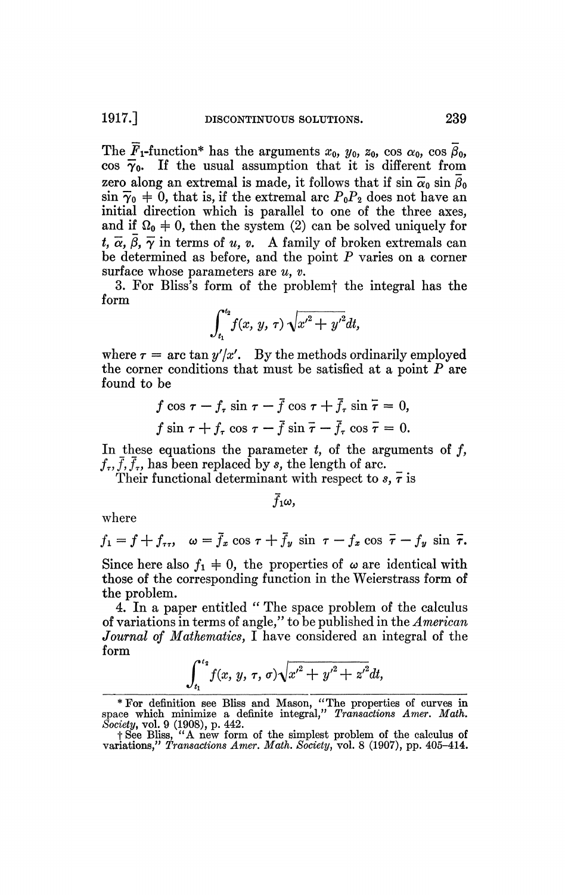The $\bar{F}_1$-function* has the arguments $x_0$, $y_0$, $z_0$, $\cos \alpha_0$, $\cos \bar{\beta}_0$, $\cos \bar{\gamma}_0$. If the usual assumption that it is different from zero along an extremal is made, it follows that if $\sin \bar{\alpha}_0 \sin \bar{\beta}_0 \sin \bar{\gamma}_0 \neq 0$, that is, if the extremal arc $P_0P_2$ does not have an initial direction which is parallel to one of the three axes, and if $\Omega_0 \neq 0$, then the system (2) can be solved uniquely for $t$, $\bar{\alpha}$, $\bar{\beta}$, $\bar{\gamma}$ in terms of $u$, $v$. A family of broken extremals can be determined as before, and the point $P$ varies on a corner surface whose parameters are $u$, $v$.

3. For Bliss's form of the problem† the integral has the form

$$\int_{t_1}^{t_2} f(x, y, \tau)\sqrt{x'^2 + y'^2}dt,$$

where $\tau = \arctan y'/x'$. By the methods ordinarily employed the corner conditions that must be satisfied at a point $P$ are found to be

$$f \cos \tau - f_\tau \sin \tau - \bar{f} \cos \bar{\tau} + \bar{f}_\tau \sin \bar{\tau} = 0,$$

$$f \sin \tau + f_\tau \cos \tau - \bar{f} \sin \bar{\tau} - \bar{f}_\tau \cos \bar{\tau} = 0.$$

In these equations the parameter $t$, of the arguments of $f$, $f_\tau$, $\bar{f}$, $\bar{f}_\tau$, has been replaced by $s$, the length of arc.

Their functional determinant with respect to $s$, $\bar{\tau}$ is

$$\bar{f}_1\omega,$$

where

$$f_1 = f + f_{\tau\tau}, \quad \omega = \bar{f}_x \cos \tau + \bar{f}_y \sin \tau - f_x \cos \bar{\tau} - f_y \sin \bar{\tau}.$$

Since here also $f_1 \neq 0$, the properties of $\omega$ are identical with those of the corresponding function in the Weierstrass form of the problem.

4. In a paper entitled "The space problem of the calculus of variations in terms of angle," to be published in the *American Journal of Mathematics*, I have considered an integral of the form

$$\int_{t_1}^{t_2} f(x, y, \tau, \sigma)\sqrt{x'^2 + y'^2 + z'^2}dt,$$

---

* For definition see Bliss and Mason, "The properties of curves in space which minimize a definite integral," *Transactions Amer. Math. Society*, vol. 9 (1908), p. 442.

† See Bliss, "A new form of the simplest problem of the calculus of variations," *Transactions Amer. Math. Society*, vol. 8 (1907), pp. 405–414.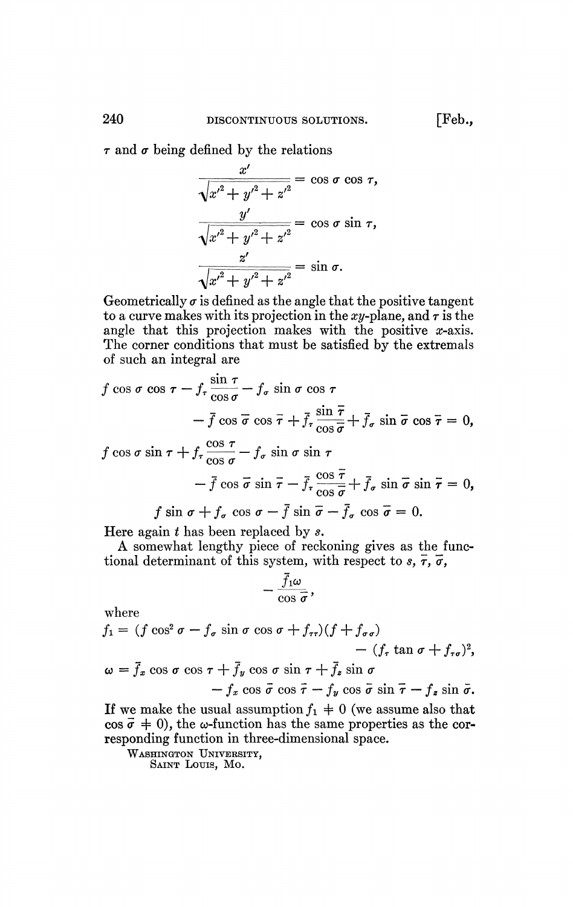$\tau$ and $\sigma$ being defined by the relations

$$\frac{x'}{\sqrt{x'^2 + y'^2 + z'^2}} = \cos\sigma\cos\tau,$$

$$\frac{y'}{\sqrt{x'^2 + y'^2 + z'^2}} = \cos\sigma\sin\tau,$$

$$\frac{z'}{\sqrt{x'^2 + y'^2 + z'^2}} = \sin\sigma.$$

Geometrically $\sigma$ is defined as the angle that the positive tangent to a curve makes with its projection in the $xy$-plane, and $\tau$ is the angle that this projection makes with the positive $x$-axis. The corner conditions that must be satisfied by the extremals of such an integral are

$$f\cos\sigma\cos\tau - f_\tau\frac{\sin\tau}{\cos\sigma} - f_\sigma\sin\sigma\cos\tau - \bar{f}\cos\bar{\sigma}\cos\bar{\tau} + \bar{f}_\tau\frac{\sin\bar{\tau}}{\cos\bar{\sigma}} + \bar{f}_\sigma\sin\bar{\sigma}\cos\bar{\tau} = 0,$$

$$f\cos\sigma\sin\tau + f_\tau\frac{\cos\tau}{\cos\sigma} - f_\sigma\sin\sigma\sin\tau - \bar{f}\cos\bar{\sigma}\sin\bar{\tau} - \bar{f}_\tau\frac{\cos\bar{\tau}}{\cos\bar{\sigma}} + \bar{f}_\sigma\sin\bar{\sigma}\sin\bar{\tau} = 0,$$

$$f\sin\sigma + f_\sigma\cos\sigma - \bar{f}\sin\bar{\sigma} - \bar{f}_\sigma\cos\bar{\sigma} = 0.$$

Here again $t$ has been replaced by $s$.

A somewhat lengthy piece of reckoning gives as the functional determinant of this system, with respect to $s$, $\bar{\tau}$, $\bar{\sigma}$,

$$-\frac{\bar{f}_1\omega}{\cos\bar{\sigma}},$$

where

$$f_1 = (f\cos^2\sigma - f_\sigma\sin\sigma\cos\sigma + f_{\tau\tau})(f + f_{\sigma\sigma}) - (f_\tau\tan\sigma + f_{\tau\sigma})^2,$$

$$\omega = \bar{f}_x\cos\sigma\cos\tau + \bar{f}_y\cos\sigma\sin\tau + \bar{f}_z\sin\sigma - f_x\cos\bar{\sigma}\cos\bar{\tau} - f_y\cos\bar{\sigma}\sin\bar{\tau} - f_z\sin\bar{\sigma}.$$

If we make the usual assumption $f_1 \neq 0$ (we assume also that $\cos\bar{\sigma} \neq 0$), the $\omega$-function has the same properties as the corresponding function in three-dimensional space.

WASHINGTON UNIVERSITY,
SAINT LOUIS, MO.